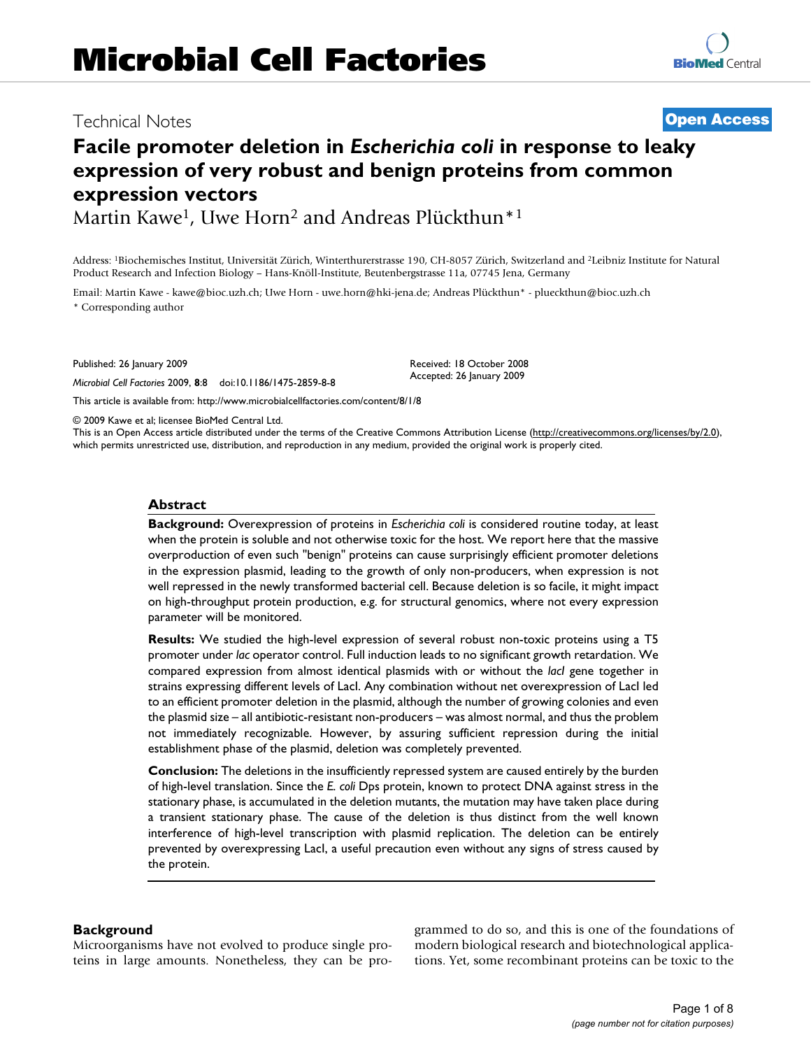# Microbial Cell Factories

Technical Notes

**Open Access**

# Facile promoter deletion in *Escherichia coli* in response to leaky expression of very robust and benign proteins from common expression vectors

Martin Kawe[1], Uwe Horn[2] and Andreas Plückthun*[1]

Address: [1]Biochemisches Institut, Universität Zürich, Winterthurerstrasse 190, CH-8057 Zürich, Switzerland and [2]Leibniz Institute for Natural Product Research and Infection Biology – Hans-Knöll-Institute, Beutenbergstrasse 11a, 07745 Jena, Germany

Email: Martin Kawe - kawe@bioc.uzh.ch; Uwe Horn - uwe.horn@hki-jena.de; Andreas Plückthun* - plueckthun@bioc.uzh.ch

\* Corresponding author

Published: 26 January 2009

*Microbial Cell Factories* 2009, **8**:8 doi:10.1186/1475-2859-8-8

Received: 18 October 2008
Accepted: 26 January 2009

This article is available from: http://www.microbialcellfactories.com/content/8/1/8

© 2009 Kawe et al; licensee BioMed Central Ltd.
This is an Open Access article distributed under the terms of the Creative Commons Attribution License (http://creativecommons.org/licenses/by/2.0), which permits unrestricted use, distribution, and reproduction in any medium, provided the original work is properly cited.

## Abstract

**Background:** Overexpression of proteins in *Escherichia coli* is considered routine today, at least when the protein is soluble and not otherwise toxic for the host. We report here that the massive overproduction of even such "benign" proteins can cause surprisingly efficient promoter deletions in the expression plasmid, leading to the growth of only non-producers, when expression is not well repressed in the newly transformed bacterial cell. Because deletion is so facile, it might impact on high-throughput protein production, e.g. for structural genomics, where not every expression parameter will be monitored.

**Results:** We studied the high-level expression of several robust non-toxic proteins using a T5 promoter under *lac* operator control. Full induction leads to no significant growth retardation. We compared expression from almost identical plasmids with or without the *lacI* gene together in strains expressing different levels of LacI. Any combination without net overexpression of LacI led to an efficient promoter deletion in the plasmid, although the number of growing colonies and even the plasmid size – all antibiotic-resistant non-producers – was almost normal, and thus the problem not immediately recognizable. However, by assuring sufficient repression during the initial establishment phase of the plasmid, deletion was completely prevented.

**Conclusion:** The deletions in the insufficiently repressed system are caused entirely by the burden of high-level translation. Since the *E. coli* Dps protein, known to protect DNA against stress in the stationary phase, is accumulated in the deletion mutants, the mutation may have taken place during a transient stationary phase. The cause of the deletion is thus distinct from the well known interference of high-level transcription with plasmid replication. The deletion can be entirely prevented by overexpressing LacI, a useful precaution even without any signs of stress caused by the protein.

## Background

Microorganisms have not evolved to produce single proteins in large amounts. Nonetheless, they can be programmed to do so, and this is one of the foundations of modern biological research and biotechnological applications. Yet, some recombinant proteins can be toxic to the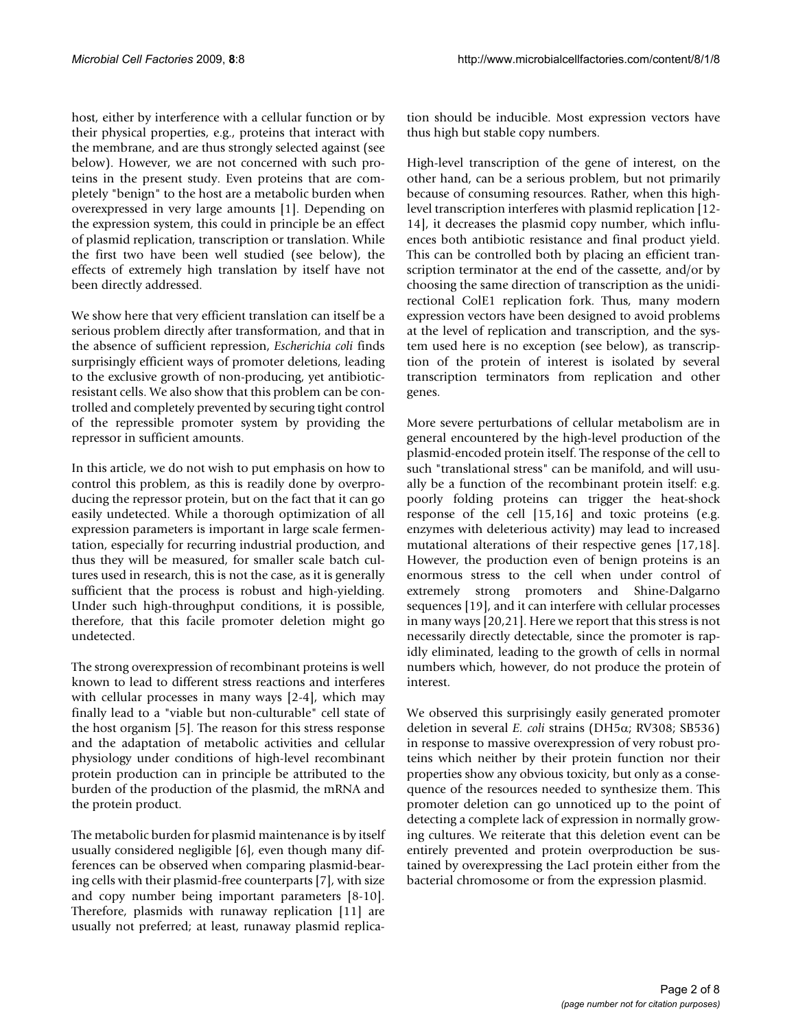host, either by interference with a cellular function or by their physical properties, e.g., proteins that interact with the membrane, and are thus strongly selected against (see below). However, we are not concerned with such proteins in the present study. Even proteins that are completely "benign" to the host are a metabolic burden when overexpressed in very large amounts [1]. Depending on the expression system, this could in principle be an effect of plasmid replication, transcription or translation. While the first two have been well studied (see below), the effects of extremely high translation by itself have not been directly addressed.

We show here that very efficient translation can itself be a serious problem directly after transformation, and that in the absence of sufficient repression, *Escherichia coli* finds surprisingly efficient ways of promoter deletions, leading to the exclusive growth of non-producing, yet antibiotic-resistant cells. We also show that this problem can be controlled and completely prevented by securing tight control of the repressible promoter system by providing the repressor in sufficient amounts.

In this article, we do not wish to put emphasis on how to control this problem, as this is readily done by overproducing the repressor protein, but on the fact that it can go easily undetected. While a thorough optimization of all expression parameters is important in large scale fermentation, especially for recurring industrial production, and thus they will be measured, for smaller scale batch cultures used in research, this is not the case, as it is generally sufficient that the process is robust and high-yielding. Under such high-throughput conditions, it is possible, therefore, that this facile promoter deletion might go undetected.

The strong overexpression of recombinant proteins is well known to lead to different stress reactions and interferes with cellular processes in many ways [2-4], which may finally lead to a "viable but non-culturable" cell state of the host organism [5]. The reason for this stress response and the adaptation of metabolic activities and cellular physiology under conditions of high-level recombinant protein production can in principle be attributed to the burden of the production of the plasmid, the mRNA and the protein product.

The metabolic burden for plasmid maintenance is by itself usually considered negligible [6], even though many differences can be observed when comparing plasmid-bearing cells with their plasmid-free counterparts [7], with size and copy number being important parameters [8-10]. Therefore, plasmids with runaway replication [11] are usually not preferred; at least, runaway plasmid replication should be inducible. Most expression vectors have thus high but stable copy numbers.

High-level transcription of the gene of interest, on the other hand, can be a serious problem, but not primarily because of consuming resources. Rather, when this high-level transcription interferes with plasmid replication [12-14], it decreases the plasmid copy number, which influences both antibiotic resistance and final product yield. This can be controlled both by placing an efficient transcription terminator at the end of the cassette, and/or by choosing the same direction of transcription as the unidirectional ColE1 replication fork. Thus, many modern expression vectors have been designed to avoid problems at the level of replication and transcription, and the system used here is no exception (see below), as transcription of the protein of interest is isolated by several transcription terminators from replication and other genes.

More severe perturbations of cellular metabolism are in general encountered by the high-level production of the plasmid-encoded protein itself. The response of the cell to such "translational stress" can be manifold, and will usually be a function of the recombinant protein itself: e.g. poorly folding proteins can trigger the heat-shock response of the cell [15,16] and toxic proteins (e.g. enzymes with deleterious activity) may lead to increased mutational alterations of their respective genes [17,18]. However, the production even of benign proteins is an enormous stress to the cell when under control of extremely strong promoters and Shine-Dalgarno sequences [19], and it can interfere with cellular processes in many ways [20,21]. Here we report that this stress is not necessarily directly detectable, since the promoter is rapidly eliminated, leading to the growth of cells in normal numbers which, however, do not produce the protein of interest.

We observed this surprisingly easily generated promoter deletion in several *E. coli* strains (DH5α; RV308; SB536) in response to massive overexpression of very robust proteins which neither by their protein function nor their properties show any obvious toxicity, but only as a consequence of the resources needed to synthesize them. This promoter deletion can go unnoticed up to the point of detecting a complete lack of expression in normally growing cultures. We reiterate that this deletion event can be entirely prevented and protein overproduction be sustained by overexpressing the LacI protein either from the bacterial chromosome or from the expression plasmid.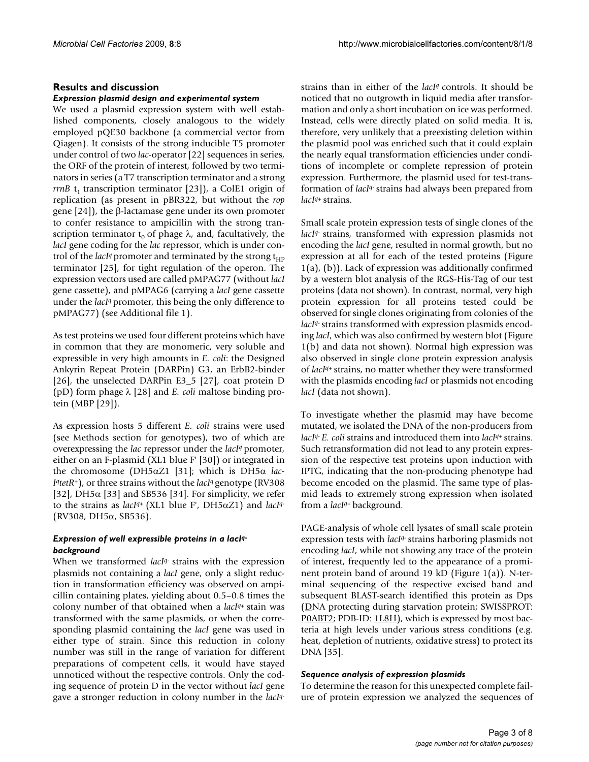## Results and discussion

### Expression plasmid design and experimental system

We used a plasmid expression system with well established components, closely analogous to the widely employed pQE30 backbone (a commercial vector from Qiagen). It consists of the strong inducible T5 promoter under control of two *lac*-operator [22] sequences in series, the ORF of the protein of interest, followed by two terminators in series (a T7 transcription terminator and a strong *rrnB* $t_1$ transcription terminator [23]), a ColE1 origin of replication (as present in pBR322, but without the *rop* gene [24]), the β-lactamase gene under its own promoter to confer resistance to ampicillin with the strong transcription terminator $t_0$ of phage λ, and, facultatively, the *lacI* gene coding for the *lac* repressor, which is under control of the *lacI*$^q$ promoter and terminated by the strong $t_{HP}$ terminator [25], for tight regulation of the operon. The expression vectors used are called pMPAG77 (without *lacI* gene cassette), and pMPAG6 (carrying a *lacI* gene cassette under the *lacI*$^q$ promoter, this being the only difference to pMPAG77) (see Additional file 1).

As test proteins we used four different proteins which have in common that they are monomeric, very soluble and expressible in very high amounts in *E. coli*: the Designed Ankyrin Repeat Protein (DARPin) G3, an ErbB2-binder [26], the unselected DARPin E3_5 [27], coat protein D (pD) form phage λ [28] and *E. coli* maltose binding protein (MBP [29]).

As expression hosts 5 different *E. coli* strains were used (see Methods section for genotypes), two of which are overexpressing the *lac* repressor under the *lacI*$^q$ promoter, either on an F-plasmid (XL1 blue F' [30]) or integrated in the chromosome (DH5αZ1 [31]; which is DH5α *lac-I*$^q$*tetR*$^+$), or three strains without the *lacI*$^q$ genotype (RV308 [32], DH5α [33] and SB536 [34]. For simplicity, we refer to the strains as *lacI*$^{q+}$ (XL1 blue F', DH5αZ1) and *lacI*$^{q-}$ (RV308, DH5α, SB536).

### Expression of well expressible proteins in a *lacI*$^{q-}$ background

When we transformed *lacI*$^{q-}$ strains with the expression plasmids not containing a *lacI* gene, only a slight reduction in transformation efficiency was observed on ampicillin containing plates, yielding about 0.5–0.8 times the colony number of that obtained when a *lacI*$^{q+}$ stain was transformed with the same plasmids, or when the corresponding plasmid containing the *lacI* gene was used in either type of strain. Since this reduction in colony number was still in the range of variation for different preparations of competent cells, it would have stayed unnoticed without the respective controls. Only the coding sequence of protein D in the vector without *lacI* gene gave a stronger reduction in colony number in the *lacI*$^{q-}$ strains than in either of the *lacI*$^q$ controls. It should be noticed that no outgrowth in liquid media after transformation and only a short incubation on ice was performed. Instead, cells were directly plated on solid media. It is, therefore, very unlikely that a preexisting deletion within the plasmid pool was enriched such that it could explain the nearly equal transformation efficiencies under conditions of incomplete or complete repression of protein expression. Furthermore, the plasmid used for test-transformation of *lacI*$^{q-}$ strains had always been prepared from *lacI*$^{q+}$ strains.

Small scale protein expression tests of single clones of the *lacI*$^{q-}$ strains, transformed with expression plasmids not encoding the *lacI* gene, resulted in normal growth, but no expression at all for each of the tested proteins (Figure 1(a), (b)). Lack of expression was additionally confirmed by a western blot analysis of the RGS-His-Tag of our test proteins (data not shown). In contrast, normal, very high protein expression for all proteins tested could be observed for single clones originating from colonies of the *lacI*$^{q-}$ strains transformed with expression plasmids encoding *lacI*, which was also confirmed by western blot (Figure 1(b) and data not shown). Normal high expression was also observed in single clone protein expression analysis of *lacI*$^{q+}$ strains, no matter whether they were transformed with the plasmids encoding *lacI* or plasmids not encoding *lacI* (data not shown).

To investigate whether the plasmid may have become mutated, we isolated the DNA of the non-producers from *lacI*$^{q-}$ *E. coli* strains and introduced them into *lacI*$^{q+}$ strains. Such retransformation did not lead to any protein expression of the respective test proteins upon induction with IPTG, indicating that the non-producing phenotype had become encoded on the plasmid. The same type of plasmid leads to extremely strong expression when isolated from a *lacI*$^{q+}$ background.

PAGE-analysis of whole cell lysates of small scale protein expression tests with *lacI*$^{q-}$ strains harboring plasmids not encoding *lacI*, while not showing any trace of the protein of interest, frequently led to the appearance of a prominent protein band of around 19 kD (Figure 1(a)). N-terminal sequencing of the respective excised band and subsequent BLAST-search identified this protein as Dps (DNA protecting during starvation protein; SWISSPROT: P0ABT2; PDB-ID: 1L8H), which is expressed by most bacteria at high levels under various stress conditions (e.g. heat, depletion of nutrients, oxidative stress) to protect its DNA [35].

### Sequence analysis of expression plasmids

To determine the reason for this unexpected complete failure of protein expression we analyzed the sequences of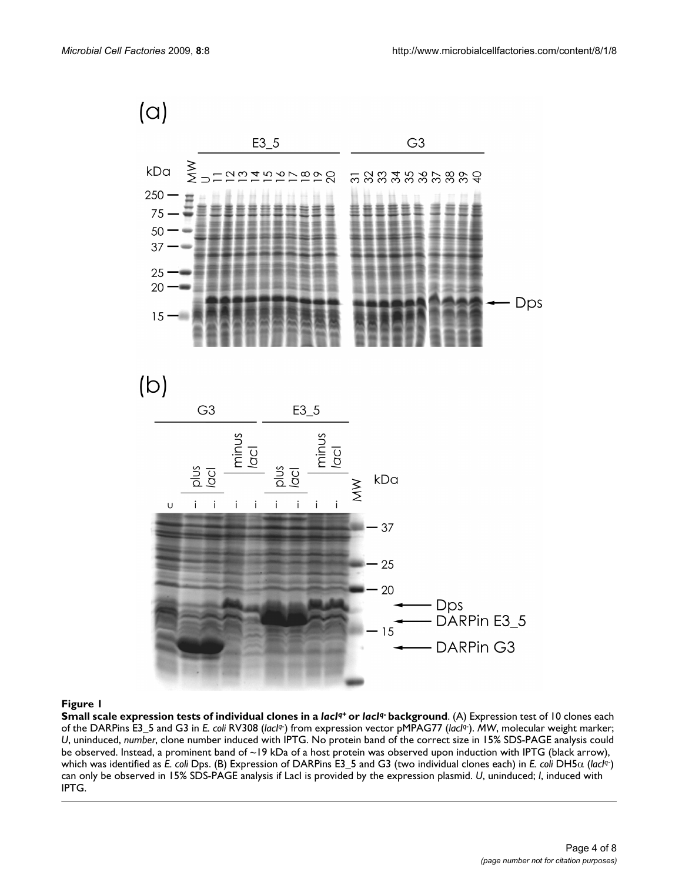**Figure 1**

**Small scale expression tests of individual clones in a *lacI*$^{q+}$ or *lacI*$^{q-}$ background**. (A) Expression test of 10 clones each of the DARPins E3_5 and G3 in *E. coli* RV308 (*lacI*$^{q-}$) from expression vector pMPAG77 (*lacI*$^{q-}$). *MW*, molecular weight marker; *U*, uninduced, *number*, clone number induced with IPTG. No protein band of the correct size in 15% SDS-PAGE analysis could be observed. Instead, a prominent band of ~19 kDa of a host protein was observed upon induction with IPTG (black arrow), which was identified as *E. coli* Dps. (B) Expression of DARPins E3_5 and G3 (two individual clones each) in *E. coli* DH5α (*lacI*$^{q-}$) can only be observed in 15% SDS-PAGE analysis if LacI is provided by the expression plasmid. *U*, uninduced; *I*, induced with IPTG.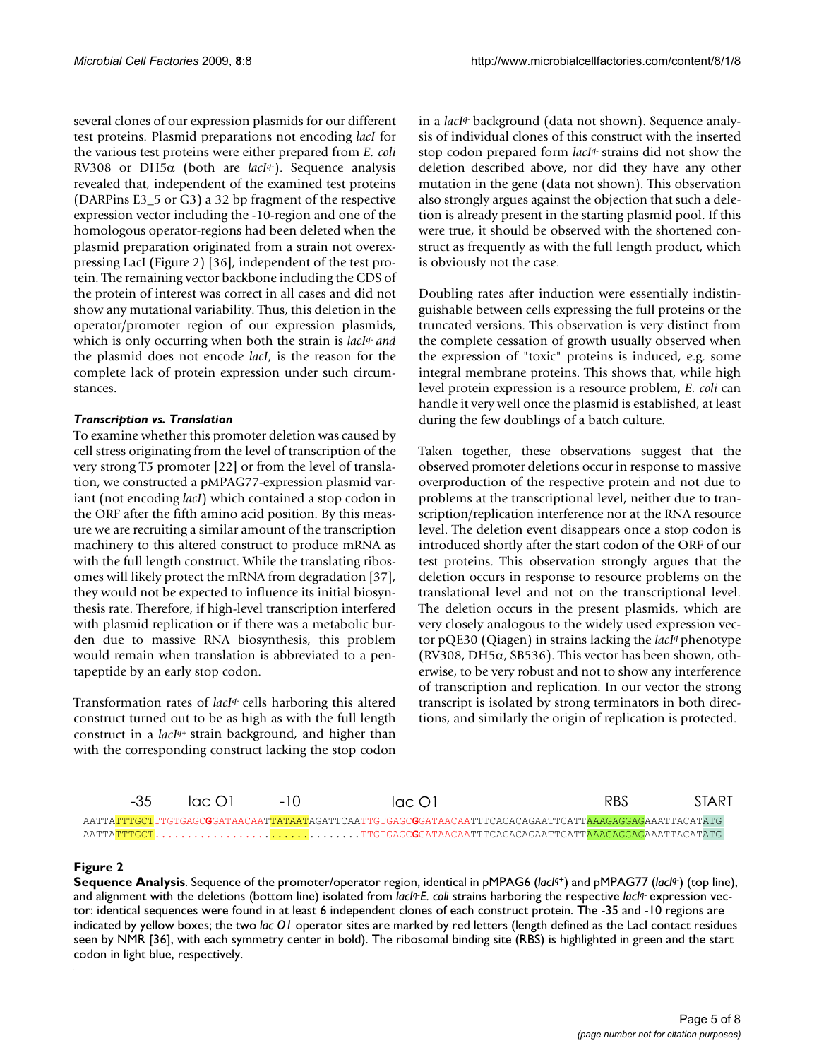several clones of our expression plasmids for our different test proteins. Plasmid preparations not encoding *lacI* for the various test proteins were either prepared from *E. coli* RV308 or DH5α (both are *lacI*[q-]). Sequence analysis revealed that, independent of the examined test proteins (DARPins E3_5 or G3) a 32 bp fragment of the respective expression vector including the -10-region and one of the homologous operator-regions had been deleted when the plasmid preparation originated from a strain not overexpressing LacI (Figure 2) [36], independent of the test protein. The remaining vector backbone including the CDS of the protein of interest was correct in all cases and did not show any mutational variability. Thus, this deletion in the operator/promoter region of our expression plasmids, which is only occurring when both the strain is *lacI*[q-] *and* the plasmid does not encode *lacI*, is the reason for the complete lack of protein expression under such circumstances.

### *Transcription vs. Translation*

To examine whether this promoter deletion was caused by cell stress originating from the level of transcription of the very strong T5 promoter [22] or from the level of translation, we constructed a pMPAG77-expression plasmid variant (not encoding *lacI*) which contained a stop codon in the ORF after the fifth amino acid position. By this measure we are recruiting a similar amount of the transcription machinery to this altered construct to produce mRNA as with the full length construct. While the translating ribosomes will likely protect the mRNA from degradation [37], they would not be expected to influence its initial biosynthesis rate. Therefore, if high-level transcription interfered with plasmid replication or if there was a metabolic burden due to massive RNA biosynthesis, this problem would remain when translation is abbreviated to a pentapeptide by an early stop codon.

Transformation rates of *lacI*[q-] cells harboring this altered construct turned out to be as high as with the full length construct in a *lacI*[q+] strain background, and higher than with the corresponding construct lacking the stop codon in a *lacI*[q-] background (data not shown). Sequence analysis of individual clones of this construct with the inserted stop codon prepared form *lacI*[q-] strains did not show the deletion described above, nor did they have any other mutation in the gene (data not shown). This observation also strongly argues against the objection that such a deletion is already present in the starting plasmid pool. If this were true, it should be observed with the shortened construct as frequently as with the full length product, which is obviously not the case.

Doubling rates after induction were essentially indistinguishable between cells expressing the full proteins or the truncated versions. This observation is very distinct from the complete cessation of growth usually observed when the expression of "toxic" proteins is induced, e.g. some integral membrane proteins. This shows that, while high level protein expression is a resource problem, *E. coli* can handle it very well once the plasmid is established, at least during the few doublings of a batch culture.

Taken together, these observations suggest that the observed promoter deletions occur in response to massive overproduction of the respective protein and not due to problems at the transcriptional level, neither due to transcription/replication interference nor at the RNA resource level. The deletion event disappears once a stop codon is introduced shortly after the start codon of the ORF of our test proteins. This observation strongly argues that the deletion occurs in response to resource problems on the translational level and not on the transcriptional level. The deletion occurs in the present plasmids, which are very closely analogous to the widely used expression vector pQE30 (Qiagen) in strains lacking the *lacI*[q] phenotype (RV308, DH5α, SB536). This vector has been shown, otherwise, to be very robust and not to show any interference of transcription and replication. In our vector the strong transcript is isolated by strong terminators in both directions, and similarly the origin of replication is protected.

```
        -35      lac O1        -10                lac O1                                   RBS           START
AATTATTTGCTTTGTGAGCGGATAACAATTATAATAGATTCAATTGTGAGCGGATAACAATTTCACACAGAATTCATTAAAGAGGAGAAATTACATATG
AATTATTTGCT................................TTGTGAGCGGATAACAATTTCACACAGAATTCATTAAAGAGGAGAAATTACATATG
```

**Figure 2**

**Sequence Analysis**. Sequence of the promoter/operator region, identical in pMPAG6 (*lacI*[q+]) and pMPAG77 (*lacI*[q-]) (top line), and alignment with the deletions (bottom line) isolated from *lacI*[q-] *E. coli* strains harboring the respective *lacI*[q-] expression vector: identical sequences were found in at least 6 independent clones of each construct protein. The -35 and -10 regions are indicated by yellow boxes; the two *lac O1* operator sites are marked by red letters (length defined as the LacI contact residues seen by NMR [36], with each symmetry center in bold). The ribosomal binding site (RBS) is highlighted in green and the start codon in light blue, respectively.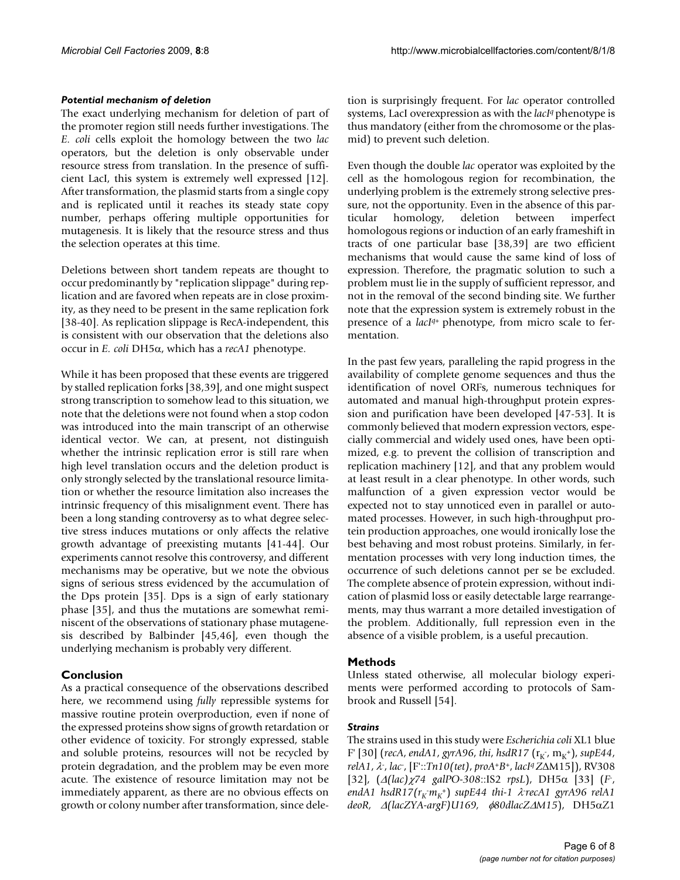### *Potential mechanism of deletion*

The exact underlying mechanism for deletion of part of the promoter region still needs further investigations. The *E. coli* cells exploit the homology between the two *lac* operators, but the deletion is only observable under resource stress from translation. In the presence of sufficient LacI, this system is extremely well expressed [12]. After transformation, the plasmid starts from a single copy and is replicated until it reaches its steady state copy number, perhaps offering multiple opportunities for mutagenesis. It is likely that the resource stress and thus the selection operates at this time.

Deletions between short tandem repeats are thought to occur predominantly by "replication slippage" during replication and are favored when repeats are in close proximity, as they need to be present in the same replication fork [38-40]. As replication slippage is RecA-independent, this is consistent with our observation that the deletions also occur in *E. coli* DH5α, which has a *recA1* phenotype.

While it has been proposed that these events are triggered by stalled replication forks [38,39], and one might suspect strong transcription to somehow lead to this situation, we note that the deletions were not found when a stop codon was introduced into the main transcript of an otherwise identical vector. We can, at present, not distinguish whether the intrinsic replication error is still rare when high level translation occurs and the deletion product is only strongly selected by the translational resource limitation or whether the resource limitation also increases the intrinsic frequency of this misalignment event. There has been a long standing controversy as to what degree selective stress induces mutations or only affects the relative growth advantage of preexisting mutants [41-44]. Our experiments cannot resolve this controversy, and different mechanisms may be operative, but we note the obvious signs of serious stress evidenced by the accumulation of the Dps protein [35]. Dps is a sign of early stationary phase [35], and thus the mutations are somewhat reminiscent of the observations of stationary phase mutagenesis described by Balbinder [45,46], even though the underlying mechanism is probably very different.

## Conclusion

As a practical consequence of the observations described here, we recommend using *fully* repressible systems for massive routine protein overproduction, even if none of the expressed proteins show signs of growth retardation or other evidence of toxicity. For strongly expressed, stable and soluble proteins, resources will not be recycled by protein degradation, and the problem may be even more acute. The existence of resource limitation may not be immediately apparent, as there are no obvious effects on growth or colony number after transformation, since deletion is surprisingly frequent. For *lac* operator controlled systems, LacI overexpression as with the *lacI^q* phenotype is thus mandatory (either from the chromosome or the plasmid) to prevent such deletion.

Even though the double *lac* operator was exploited by the cell as the homologous region for recombination, the underlying problem is the extremely strong selective pressure, not the opportunity. Even in the absence of this particular homology, deletion between imperfect homologous regions or induction of an early frameshift in tracts of one particular base [38,39] are two efficient mechanisms that would cause the same kind of loss of expression. Therefore, the pragmatic solution to such a problem must lie in the supply of sufficient repressor, and not in the removal of the second binding site. We further note that the expression system is extremely robust in the presence of a *lacI^{q+}* phenotype, from micro scale to fermentation.

In the past few years, paralleling the rapid progress in the availability of complete genome sequences and thus the identification of novel ORFs, numerous techniques for automated and manual high-throughput protein expression and purification have been developed [47-53]. It is commonly believed that modern expression vectors, especially commercial and widely used ones, have been optimized, e.g. to prevent the collision of transcription and replication machinery [12], and that any problem would at least result in a clear phenotype. In other words, such malfunction of a given expression vector would be expected not to stay unnoticed even in parallel or automated processes. However, in such high-throughput protein production approaches, one would ironically lose the best behaving and most robust proteins. Similarly, in fermentation processes with very long induction times, the occurrence of such deletions cannot per se be excluded. The complete absence of protein expression, without indication of plasmid loss or easily detectable large rearrangements, may thus warrant a more detailed investigation of the problem. Additionally, full repression even in the absence of a visible problem, is a useful precaution.

## Methods

Unless stated otherwise, all molecular biology experiments were performed according to protocols of Sambrook and Russell [54].

### *Strains*

The strains used in this study were *Escherichia coli* XL1 blue F' [30] (*recA*, *endA1*, *gyrA96*, *thi*, *hsdR17* ($r_K^-$, $m_K^+$), *supE44*, *relA1*, *λ*⁻, *lac*⁻, [F'::*Tn10(tet)*, *proA⁺B⁺*, *lacI^q Z*ΔM15]), RV308 [32], (*Δ(lac)χ74 galPO-308*::IS2 *rpsL*), DH5α [33] (*F*⁻, *endA1 hsdR17($r_K^-m_K^+$) supE44 thi-1 λ⁻recA1 gyrA96 relA1 deoR, Δ(lacZYA-argF)U169, ϕ80dlacZΔM15*), DH5αZ1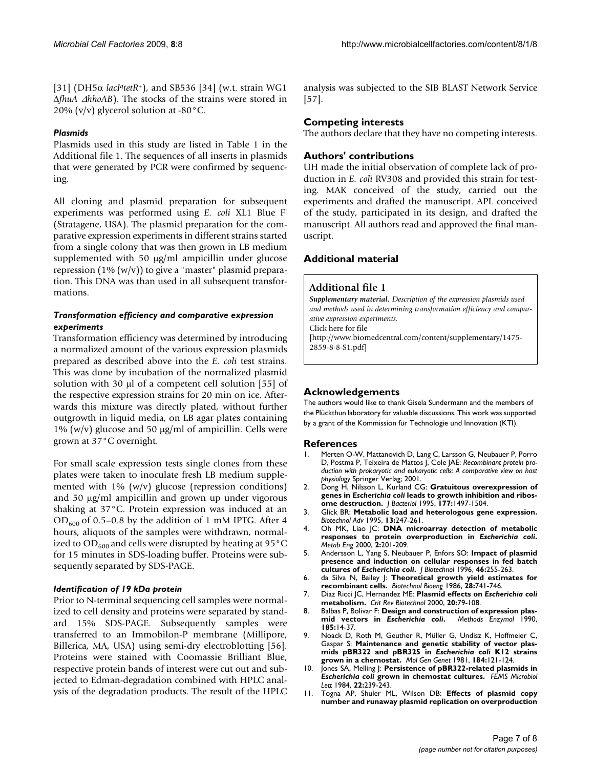[31] (DH5α *lacI^q tetR^+*), and SB536 [34] (w.t. strain WG1 *ΔfhuA ΔhhoAB*). The stocks of the strains were stored in 20% (v/v) glycerol solution at -80°C.

### *Plasmids*

Plasmids used in this study are listed in Table 1 in the Additional file 1. The sequences of all inserts in plasmids that were generated by PCR were confirmed by sequencing.

All cloning and plasmid preparation for subsequent experiments was performed using *E. coli* XL1 Blue F' (Stratagene, USA). The plasmid preparation for the comparative expression experiments in different strains started from a single colony that was then grown in LB medium supplemented with 50 μg/ml ampicillin under glucose repression (1% (w/v)) to give a "master" plasmid preparation. This DNA was than used in all subsequent transformations.

### *Transformation efficiency and comparative expression experiments*

Transformation efficiency was determined by introducing a normalized amount of the various expression plasmids prepared as described above into the *E. coli* test strains. This was done by incubation of the normalized plasmid solution with 30 μl of a competent cell solution [55] of the respective expression strains for 20 min on ice. Afterwards this mixture was directly plated, without further outgrowth in liquid media, on LB agar plates containing 1% (w/v) glucose and 50 μg/ml of ampicillin. Cells were grown at 37°C overnight.

For small scale expression tests single clones from these plates were taken to inoculate fresh LB medium supplemented with 1% (w/v) glucose (repression conditions) and 50 μg/ml ampicillin and grown up under vigorous shaking at 37°C. Protein expression was induced at an $OD_{600}$ of 0.5–0.8 by the addition of 1 mM IPTG. After 4 hours, aliquots of the samples were withdrawn, normalized to $OD_{600}$ and cells were disrupted by heating at 95°C for 15 minutes in SDS-loading buffer. Proteins were subsequently separated by SDS-PAGE.

### *Identification of 19 kDa protein*

Prior to N-terminal sequencing cell samples were normalized to cell density and proteins were separated by standard 15% SDS-PAGE. Subsequently samples were transferred to an Immobilon-P membrane (Millipore, Billerica, MA, USA) using semi-dry electroblotting [56]. Proteins were stained with Coomassie Brilliant Blue, respective protein bands of interest were cut out and subjected to Edman-degradation combined with HPLC analysis of the degradation products. The result of the HPLC analysis was subjected to the SIB BLAST Network Service [57].

## Competing interests

The authors declare that they have no competing interests.

## Authors' contributions

UH made the initial observation of complete lack of production in *E. coli* RV308 and provided this strain for testing. MAK conceived of the study, carried out the experiments and drafted the manuscript. APL conceived of the study, participated in its design, and drafted the manuscript. All authors read and approved the final manuscript.

## Additional material

### Additional file 1

***Supplementary material.*** *Description of the expression plasmids used and methods used in determining transformation efficiency and comparative expression experiments.*
Click here for file
[http://www.biomedcentral.com/content/supplementary/1475-2859-8-8-S1.pdf]

## Acknowledgements

The authors would like to thank Gisela Sundermann and the members of the Plückthun laboratory for valuable discussions. This work was supported by a grant of the Kommission für Technologie und Innovation (KTI).

## References

1. Merten O-W, Mattanovich D, Lang C, Larsson G, Neubauer P, Porro D, Postma P, Teixeira de Mattos J, Cole JAE: *Recombinant protein production with prokaryotic and eukaryotic cells: A comparative view on host physiology* Springer Verlag; 2001.
2. Dong H, Nilsson L, Kurland CG: **Gratuitous overexpression of genes in *Escherichia coli* leads to growth inhibition and ribosome destruction.** *J Bacteriol* 1995, **177:**1497-1504.
3. Glick BR: **Metabolic load and heterologous gene expression.** *Biotechnol Adv* 1995, **13:**247-261.
4. Oh MK, Liao JC: **DNA microarray detection of metabolic responses to protein overproduction in *Escherichia coli*.** *Metab Eng* 2000, **2:**201-209.
5. Andersson L, Yang S, Neubauer P, Enfors SO: **Impact of plasmid presence and induction on cellular responses in fed batch cultures of *Escherichia coli*.** *J Biotechnol* 1996, **46:**255-263.
6. da Silva N, Bailey J: **Theoretical growth yield estimates for recombinant cells.** *Biotechnol Bioeng* 1986, **28:**741-746.
7. Diaz Ricci JC, Hernandez ME: **Plasmid effects on *Escherichia coli* metabolism.** *Crit Rev Biotechnol* 2000, **20:**79-108.
8. Balbas P, Bolivar F: **Design and construction of expression plasmid vectors in *Escherichia coli*.** *Methods Enzymol* 1990, **185:**14-37.
9. Noack D, Roth M, Geuther R, Müller G, Undisz K, Hoffmeier C, Gaspar S: **Maintenance and genetic stability of vector plasmids pBR322 and pBR325 in *Escherichia coli* K12 strains grown in a chemostat.** *Mol Gen Genet* 1981, **184:**121-124.
10. Jones SA, Melling J: **Persistence of pBR322-related plasmids in *Escherichia coli* grown in chemostat cultures.** *FEMS Microbiol Lett* 1984, **22:**239-243.
11. Togna AP, Shuler ML, Wilson DB: **Effects of plasmid copy number and runaway plasmid replication on overproduction**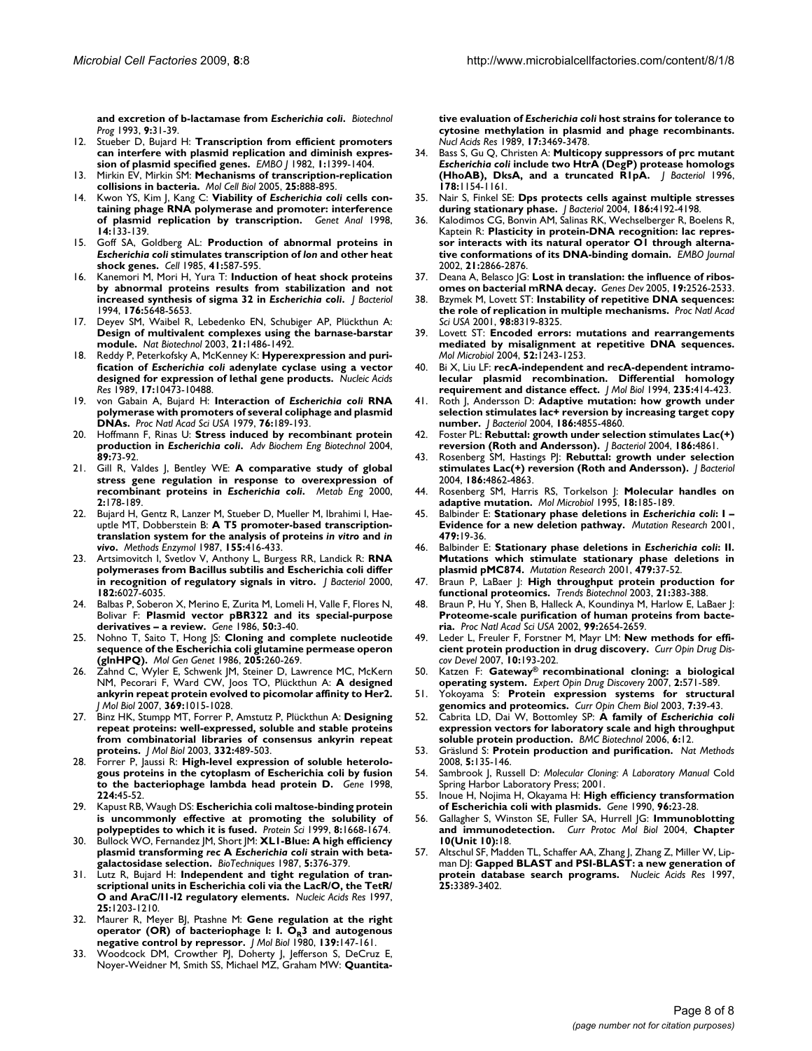and excretion of b-lactamase from *Escherichia coli*. *Biotechnol Prog* 1993, **9:**31-39.

12. Stueber D, Bujard H: **Transcription from efficient promoters can interfere with plasmid replication and diminish expression of plasmid specified genes.** *EMBO J* 1982, **1:**1399-1404.
13. Mirkin EV, Mirkin SM: **Mechanisms of transcription-replication collisions in bacteria.** *Mol Cell Biol* 2005, **25:**888-895.
14. Kwon YS, Kim J, Kang C: **Viability of *Escherichia coli* cells containing phage RNA polymerase and promoter: interference of plasmid replication by transcription.** *Genet Anal* 1998, **14:**133-139.
15. Goff SA, Goldberg AL: **Production of abnormal proteins in *Escherichia coli* stimulates transcription of *lon* and other heat shock genes.** *Cell* 1985, **41:**587-595.
16. Kanemori M, Mori H, Yura T: **Induction of heat shock proteins by abnormal proteins results from stabilization and not increased synthesis of sigma 32 in *Escherichia coli*.** *J Bacteriol* 1994, **176:**5648-5653.
17. Deyev SM, Waibel R, Lebedenko EN, Schubiger AP, Plückthun A: **Design of multivalent complexes using the barnase-barstar module.** *Nat Biotechnol* 2003, **21:**1486-1492.
18. Reddy P, Peterkofsky A, McKenney K: **Hyperexpression and purification of *Escherichia coli* adenylate cyclase using a vector designed for expression of lethal gene products.** *Nucleic Acids Res* 1989, **17:**10473-10488.
19. von Gabain A, Bujard H: **Interaction of *Escherichia coli* RNA polymerase with promoters of several coliphage and plasmid DNAs.** *Proc Natl Acad Sci USA* 1979, **76:**189-193.
20. Hoffmann F, Rinas U: **Stress induced by recombinant protein production in *Escherichia coli*.** *Adv Biochem Eng Biotechnol* 2004, **89:**73-92.
21. Gill R, Valdes J, Bentley WE: **A comparative study of global stress gene regulation in response to overexpression of recombinant proteins in *Escherichia coli*.** *Metab Eng* 2000, **2:**178-189.
22. Bujard H, Gentz R, Lanzer M, Stueber D, Mueller M, Ibrahimi I, Haeuptle MT, Dobberstein B: **A T5 promoter-based transcription-translation system for the analysis of proteins *in vitro* and *in vivo*.** *Methods Enzymol* 1987, **155:**416-433.
23. Artsimovitch I, Svetlov V, Anthony L, Burgess RR, Landick R: **RNA polymerases from Bacillus subtilis and Escherichia coli differ in recognition of regulatory signals in vitro.** *J Bacteriol* 2000, **182:**6027-6035.
24. Balbas P, Soberon X, Merino E, Zurita M, Lomeli H, Valle F, Flores N, Bolivar F: **Plasmid vector pBR322 and its special-purpose derivatives – a review.** *Gene* 1986, **50:**3-40.
25. Nohno T, Saito T, Hong JS: **Cloning and complete nucleotide sequence of the Escherichia coli glutamine permease operon (glnHPQ).** *Mol Gen Genet* 1986, **205:**260-269.
26. Zahnd C, Wyler E, Schwenk JM, Steiner D, Lawrence MC, McKern NM, Pecorari F, Ward CW, Joos TO, Plückthun A: **A designed ankyrin repeat protein evolved to picomolar affinity to Her2.** *J Mol Biol* 2007, **369:**1015-1028.
27. Binz HK, Stumpp MT, Forrer P, Amstutz P, Plückthun A: **Designing repeat proteins: well-expressed, soluble and stable proteins from combinatorial libraries of consensus ankyrin repeat proteins.** *J Mol Biol* 2003, **332:**489-503.
28. Forrer P, Jaussi R: **High-level expression of soluble heterologous proteins in the cytoplasm of Escherichia coli by fusion to the bacteriophage lambda head protein D.** *Gene* 1998, **224:**45-52.
29. Kapust RB, Waugh DS: **Escherichia coli maltose-binding protein is uncommonly effective at promoting the solubility of polypeptides to which it is fused.** *Protein Sci* 1999, **8:**1668-1674.
30. Bullock WO, Fernandez JM, Short JM: **XL1-Blue: A high efficiency plasmid transforming *rec* A *Escherichia coli* strain with beta-galactosidase selection.** *BioTechniques* 1987, **5:**376-379.
31. Lutz R, Bujard H: **Independent and tight regulation of transcriptional units in Escherichia coli via the LacR/O, the TetR/O and AraC/I1-I2 regulatory elements.** *Nucleic Acids Res* 1997, **25:**1203-1210.
32. Maurer R, Meyer BJ, Ptashne M: **Gene regulation at the right operator (OR) of bacteriophage l: I. $O_R3$ and autogenous negative control by repressor.** *J Mol Biol* 1980, **139:**147-161.
33. Woodcock DM, Crowther PJ, Doherty J, Jefferson S, DeCruz E, Noyer-Weidner M, Smith SS, Michael MZ, Graham MW: **Quantitative evaluation of *Escherichia coli* host strains for tolerance to cytosine methylation in plasmid and phage recombinants.** *Nucl Acids Res* 1989, **17:**3469-3478.
34. Bass S, Gu Q, Christen A: **Multicopy suppressors of prc mutant *Escherichia coli* include two HtrA (DegP) protease homologs (HhoAB), DksA, and a truncated R1pA.** *J Bacteriol* 1996, **178:**1154-1161.
35. Nair S, Finkel SE: **Dps protects cells against multiple stresses during stationary phase.** *J Bacteriol* 2004, **186:**4192-4198.
36. Kalodimos CG, Bonvin AM, Salinas RK, Wechselberger R, Boelens R, Kaptein R: **Plasticity in protein-DNA recognition: lac repressor interacts with its natural operator O1 through alternative conformations of its DNA-binding domain.** *EMBO Journal* 2002, **21:**2866-2876.
37. Deana A, Belasco JG: **Lost in translation: the influence of ribosomes on bacterial mRNA decay.** *Genes Dev* 2005, **19:**2526-2533.
38. Bzymek M, Lovett ST: **Instability of repetitive DNA sequences: the role of replication in multiple mechanisms.** *Proc Natl Acad Sci USA* 2001, **98:**8319-8325.
39. Lovett ST: **Encoded errors: mutations and rearrangements mediated by misalignment at repetitive DNA sequences.** *Mol Microbiol* 2004, **52:**1243-1253.
40. Bi X, Liu LF: **recA-independent and recA-dependent intramolecular plasmid recombination. Differential homology requirement and distance effect.** *J Mol Biol* 1994, **235:**414-423.
41. Roth J, Andersson D: **Adaptive mutation: how growth under selection stimulates lac+ reversion by increasing target copy number.** *J Bacteriol* 2004, **186:**4855-4860.
42. Foster PL: **Rebuttal: growth under selection stimulates Lac(+) reversion (Roth and Andersson).** *J Bacteriol* 2004, **186:**4861.
43. Rosenberg SM, Hastings PJ: **Rebuttal: growth under selection stimulates Lac(+) reversion (Roth and Andersson).** *J Bacteriol* 2004, **186:**4862-4863.
44. Rosenberg SM, Harris RS, Torkelson J: **Molecular handles on adaptive mutation.** *Mol Microbiol* 1995, **18:**185-189.
45. Balbinder E: **Stationary phase deletions in *Escherichia coli*: I – Evidence for a new deletion pathway.** *Mutation Research* 2001, **479:**19-36.
46. Balbinder E: **Stationary phase deletions in *Escherichia coli*: II. Mutations which stimulate stationary phase deletions in plasmid pMC874.** *Mutation Research* 2001, **479:**37-52.
47. Braun P, LaBaer J: **High throughput protein production for functional proteomics.** *Trends Biotechnol* 2003, **21:**383-388.
48. Braun P, Hu Y, Shen B, Halleck A, Koundinya M, Harlow E, LaBaer J: **Proteome-scale purification of human proteins from bacteria.** *Proc Natl Acad Sci USA* 2002, **99:**2654-2659.
49. Leder L, Freuler F, Forstner M, Mayr LM: **New methods for efficient protein production in drug discovery.** *Curr Opin Drug Discov Devel* 2007, **10:**193-202.
50. Katzen F: **Gateway® recombinational cloning: a biological operating system.** *Expert Opin Drug Discovery* 2007, **2:**571-589.
51. Yokoyama S: **Protein expression systems for structural genomics and proteomics.** *Curr Opin Chem Biol* 2003, **7:**39-43.
52. Cabrita LD, Dai W, Bottomley SP: **A family of *Escherichia coli* expression vectors for laboratory scale and high throughput soluble protein production.** *BMC Biotechnol* 2006, **6:**12.
53. Gräslund S: **Protein production and purification.** *Nat Methods* 2008, **5:**135-146.
54. Sambrook J, Russell D: *Molecular Cloning: A Laboratory Manual* Cold Spring Harbor Laboratory Press; 2001.
55. Inoue H, Nojima H, Okayama H: **High efficiency transformation of Escherichia coli with plasmids.** *Gene* 1990, **96:**23-28.
56. Gallagher S, Winston SE, Fuller SA, Hurrell JG: **Immunoblotting and immunodetection.** *Curr Protoc Mol Biol* 2004, **Chapter 10(Unit 10):**18.
57. Altschul SF, Madden TL, Schaffer AA, Zhang J, Zhang Z, Miller W, Lipman DJ: **Gapped BLAST and PSI-BLAST: a new generation of protein database search programs.** *Nucleic Acids Res* 1997, **25:**3389-3402.